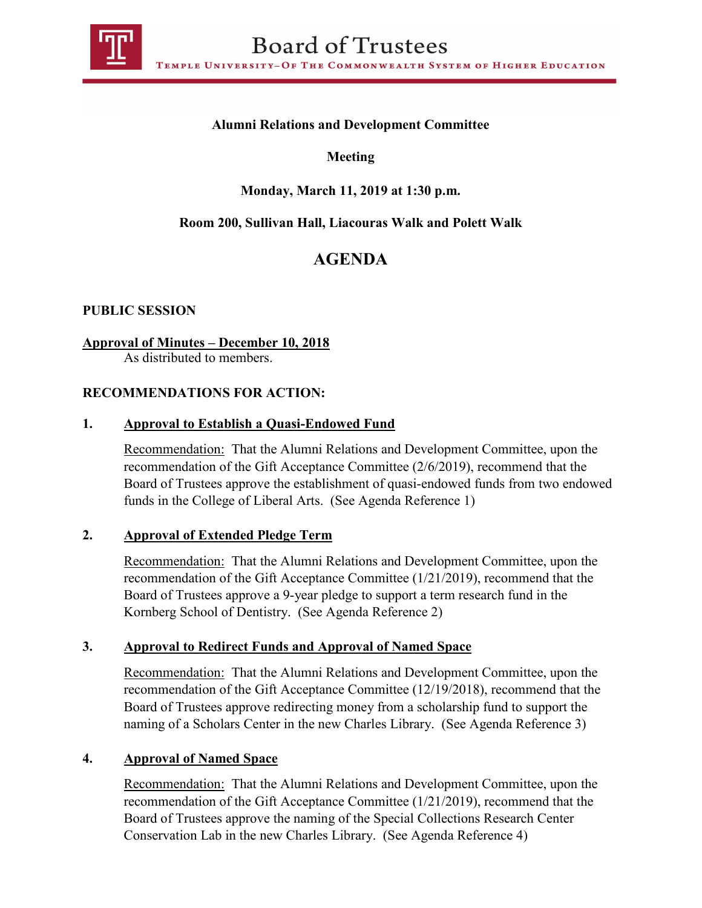# Board of Trustees

TEMPLE UNIVERSITY–OF THE COMMONWEALTH SYSTEM OF HIGHER EDUCATION

**Alumni Relations and Development Committee**

**Meeting**

**Monday, March 11, 2019 at 1:30 p.m.**

**Room 200, Sullivan Hall, Liacouras Walk and Polett Walk**

## AGENDA

**PUBLIC SESSION**

**Approval of Minutes – December 10, 2018**
As distributed to members.

**RECOMMENDATIONS FOR ACTION:**

**1. Approval to Establish a Quasi-Endowed Fund**

Recommendation: That the Alumni Relations and Development Committee, upon the recommendation of the Gift Acceptance Committee (2/6/2019), recommend that the Board of Trustees approve the establishment of quasi-endowed funds from two endowed funds in the College of Liberal Arts. (See Agenda Reference 1)

**2. Approval of Extended Pledge Term**

Recommendation: That the Alumni Relations and Development Committee, upon the recommendation of the Gift Acceptance Committee (1/21/2019), recommend that the Board of Trustees approve a 9-year pledge to support a term research fund in the Kornberg School of Dentistry. (See Agenda Reference 2)

**3. Approval to Redirect Funds and Approval of Named Space**

Recommendation: That the Alumni Relations and Development Committee, upon the recommendation of the Gift Acceptance Committee (12/19/2018), recommend that the Board of Trustees approve redirecting money from a scholarship fund to support the naming of a Scholars Center in the new Charles Library. (See Agenda Reference 3)

**4. Approval of Named Space**

Recommendation: That the Alumni Relations and Development Committee, upon the recommendation of the Gift Acceptance Committee (1/21/2019), recommend that the Board of Trustees approve the naming of the Special Collections Research Center Conservation Lab in the new Charles Library. (See Agenda Reference 4)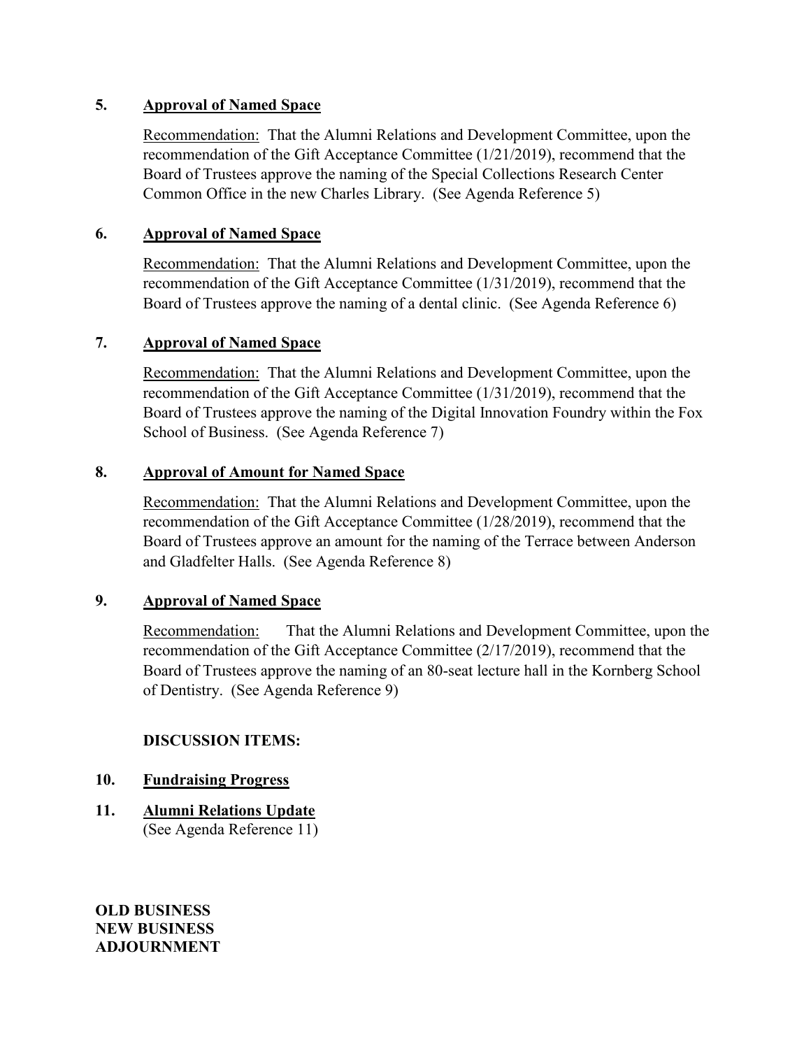**5. <u>Approval of Named Space</u>**

<u>Recommendation:</u> That the Alumni Relations and Development Committee, upon the recommendation of the Gift Acceptance Committee (1/21/2019), recommend that the Board of Trustees approve the naming of the Special Collections Research Center Common Office in the new Charles Library. (See Agenda Reference 5)

**6. <u>Approval of Named Space</u>**

<u>Recommendation:</u> That the Alumni Relations and Development Committee, upon the recommendation of the Gift Acceptance Committee (1/31/2019), recommend that the Board of Trustees approve the naming of a dental clinic. (See Agenda Reference 6)

**7. <u>Approval of Named Space</u>**

<u>Recommendation:</u> That the Alumni Relations and Development Committee, upon the recommendation of the Gift Acceptance Committee (1/31/2019), recommend that the Board of Trustees approve the naming of the Digital Innovation Foundry within the Fox School of Business. (See Agenda Reference 7)

**8. <u>Approval of Amount for Named Space</u>**

<u>Recommendation:</u> That the Alumni Relations and Development Committee, upon the recommendation of the Gift Acceptance Committee (1/28/2019), recommend that the Board of Trustees approve an amount for the naming of the Terrace between Anderson and Gladfelter Halls. (See Agenda Reference 8)

**9. <u>Approval of Named Space</u>**

<u>Recommendation:</u> That the Alumni Relations and Development Committee, upon the recommendation of the Gift Acceptance Committee (2/17/2019), recommend that the Board of Trustees approve the naming of an 80-seat lecture hall in the Kornberg School of Dentistry. (See Agenda Reference 9)

**DISCUSSION ITEMS:**

**10. <u>Fundraising Progress</u>**

**11. <u>Alumni Relations Update</u>**
(See Agenda Reference 11)

**OLD BUSINESS**
**NEW BUSINESS**
**ADJOURNMENT**